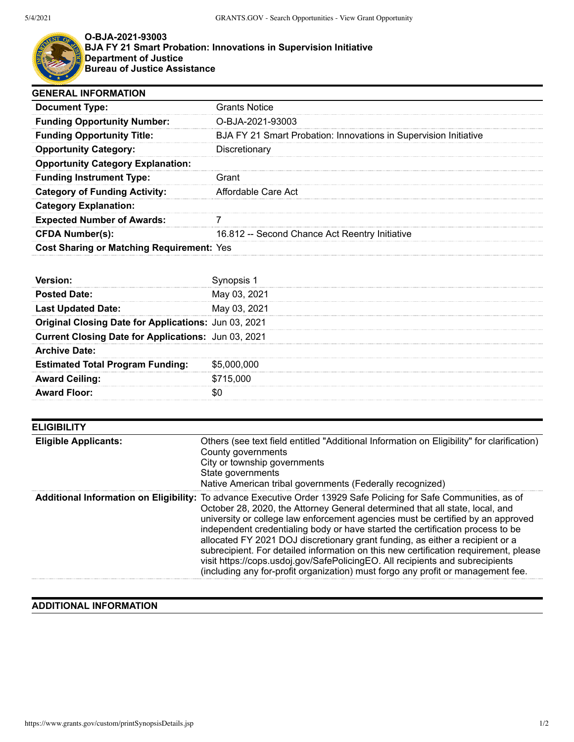**O-BJA-2021-93003**
**BJA FY 21 Smart Probation: Innovations in Supervision Initiative**
**Department of Justice**
**Bureau of Justice Assistance**

## GENERAL INFORMATION

| | |
|---|---|
| **Document Type:** | Grants Notice |
| **Funding Opportunity Number:** | O-BJA-2021-93003 |
| **Funding Opportunity Title:** | BJA FY 21 Smart Probation: Innovations in Supervision Initiative |
| **Opportunity Category:** | Discretionary |
| **Opportunity Category Explanation:** | |
| **Funding Instrument Type:** | Grant |
| **Category of Funding Activity:** | Affordable Care Act |
| **Category Explanation:** | |
| **Expected Number of Awards:** | 7 |
| **CFDA Number(s):** | 16.812 -- Second Chance Act Reentry Initiative |
| **Cost Sharing or Matching Requirement:** | Yes |

| | |
|---|---|
| **Version:** | Synopsis 1 |
| **Posted Date:** | May 03, 2021 |
| **Last Updated Date:** | May 03, 2021 |
| **Original Closing Date for Applications:** | Jun 03, 2021 |
| **Current Closing Date for Applications:** | Jun 03, 2021 |
| **Archive Date:** | |
| **Estimated Total Program Funding:** | $5,000,000 |
| **Award Ceiling:** | $715,000 |
| **Award Floor:** | $0 |

## ELIGIBILITY

| | |
|---|---|
| **Eligible Applicants:** | Others (see text field entitled "Additional Information on Eligibility" for clarification)<br>County governments<br>City or township governments<br>State governments<br>Native American tribal governments (Federally recognized) |
| **Additional Information on Eligibility:** | To advance Executive Order 13929 Safe Policing for Safe Communities, as of October 28, 2020, the Attorney General determined that all state, local, and university or college law enforcement agencies must be certified by an approved independent credentialing body or have started the certification process to be allocated FY 2021 DOJ discretionary grant funding, as either a recipient or a subrecipient. For detailed information on this new certification requirement, please visit https://cops.usdoj.gov/SafePolicingEO. All recipients and subrecipients (including any for-profit organization) must forgo any profit or management fee. |

## ADDITIONAL INFORMATION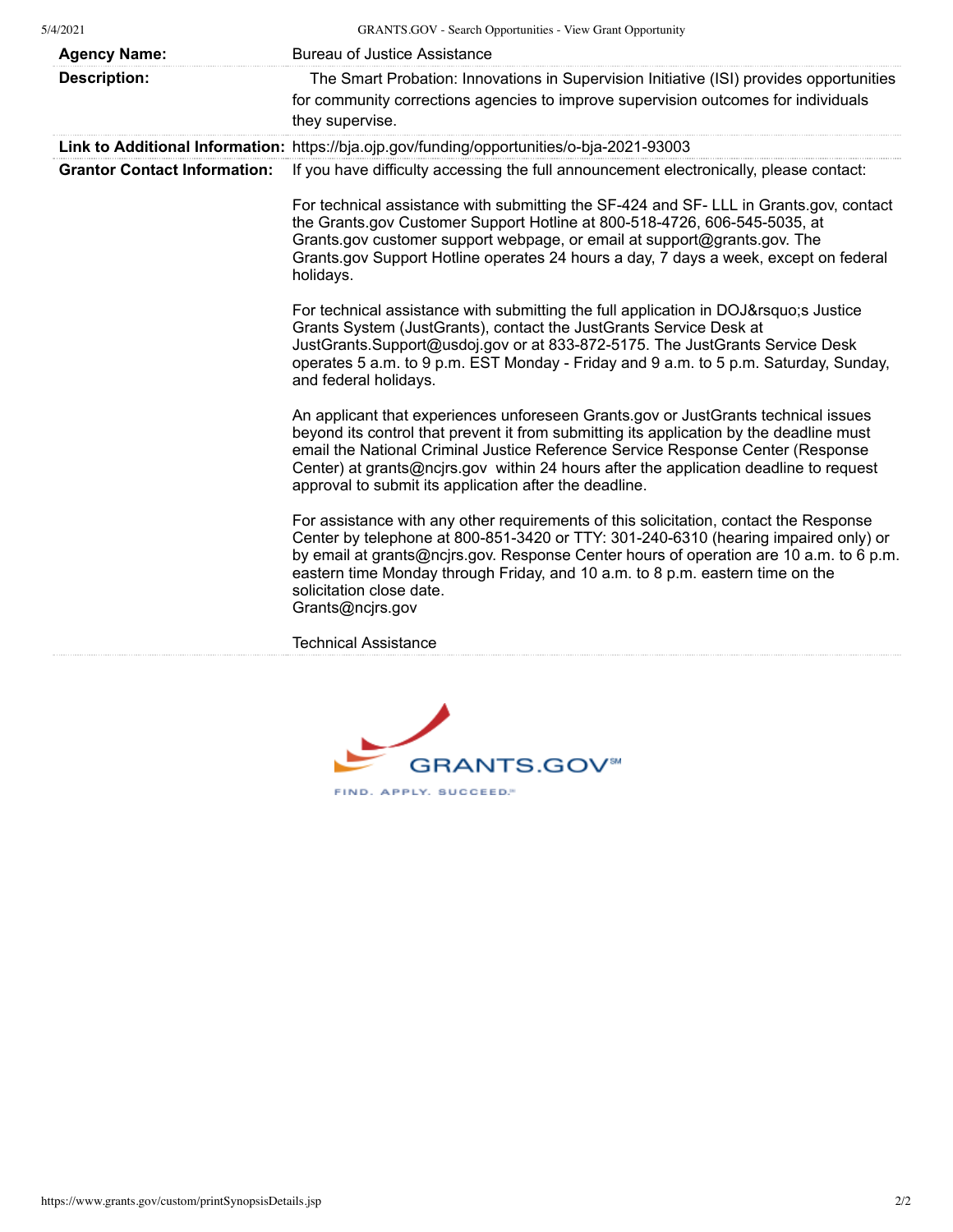| | |
|---|---|
| **Agency Name:** | Bureau of Justice Assistance |
| **Description:** | The Smart Probation: Innovations in Supervision Initiative (ISI) provides opportunities for community corrections agencies to improve supervision outcomes for individuals they supervise. |
| **Link to Additional Information:** | https://bja.ojp.gov/funding/opportunities/o-bja-2021-93003 |
| **Grantor Contact Information:** | If you have difficulty accessing the full announcement electronically, please contact:<br><br>For technical assistance with submitting the SF-424 and SF- LLL in Grants.gov, contact the Grants.gov Customer Support Hotline at 800-518-4726, 606-545-5035, at Grants.gov customer support webpage, or email at support@grants.gov. The Grants.gov Support Hotline operates 24 hours a day, 7 days a week, except on federal holidays.<br><br>For technical assistance with submitting the full application in DOJ&rsquo;s Justice Grants System (JustGrants), contact the JustGrants Service Desk at JustGrants.Support@usdoj.gov or at 833-872-5175. The JustGrants Service Desk operates 5 a.m. to 9 p.m. EST Monday - Friday and 9 a.m. to 5 p.m. Saturday, Sunday, and federal holidays.<br><br>An applicant that experiences unforeseen Grants.gov or JustGrants technical issues beyond its control that prevent it from submitting its application by the deadline must email the National Criminal Justice Reference Service Response Center (Response Center) at grants@ncjrs.gov within 24 hours after the application deadline to request approval to submit its application after the deadline.<br><br>For assistance with any other requirements of this solicitation, contact the Response Center by telephone at 800-851-3420 or TTY: 301-240-6310 (hearing impaired only) or by email at grants@ncjrs.gov. Response Center hours of operation are 10 a.m. to 6 p.m. eastern time Monday through Friday, and 10 a.m. to 8 p.m. eastern time on the solicitation close date.<br>Grants@ncjrs.gov<br><br>Technical Assistance |

GRANTS.GOV℠

FIND. APPLY. SUCCEED.℠